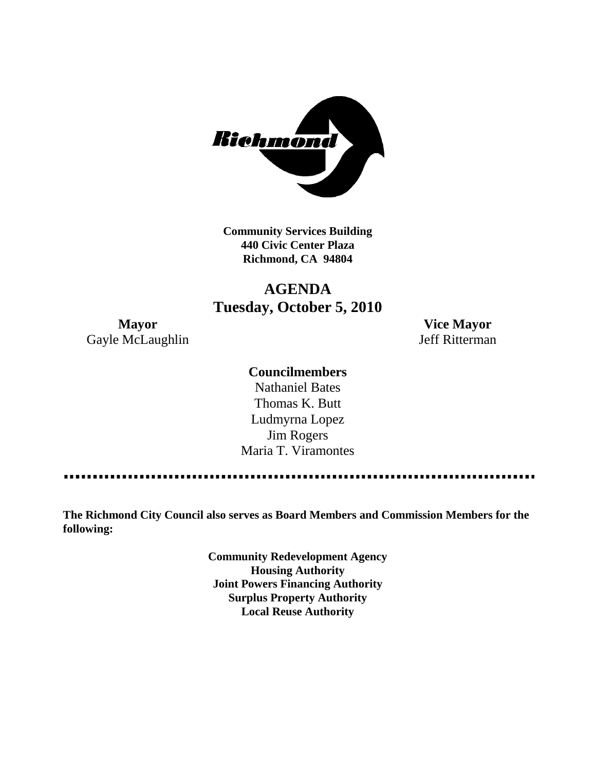**Community Services Building**
**440 Civic Center Plaza**
**Richmond, CA 94804**

# AGENDA
## Tuesday, October 5, 2010

**Mayor**
Gayle McLaughlin

**Vice Mayor**
Jeff Ritterman

**Councilmembers**
Nathaniel Bates
Thomas K. Butt
Ludmyrna Lopez
Jim Rogers
Maria T. Viramontes

**The Richmond City Council also serves as Board Members and Commission Members for the following:**

**Community Redevelopment Agency**
**Housing Authority**
**Joint Powers Financing Authority**
**Surplus Property Authority**
**Local Reuse Authority**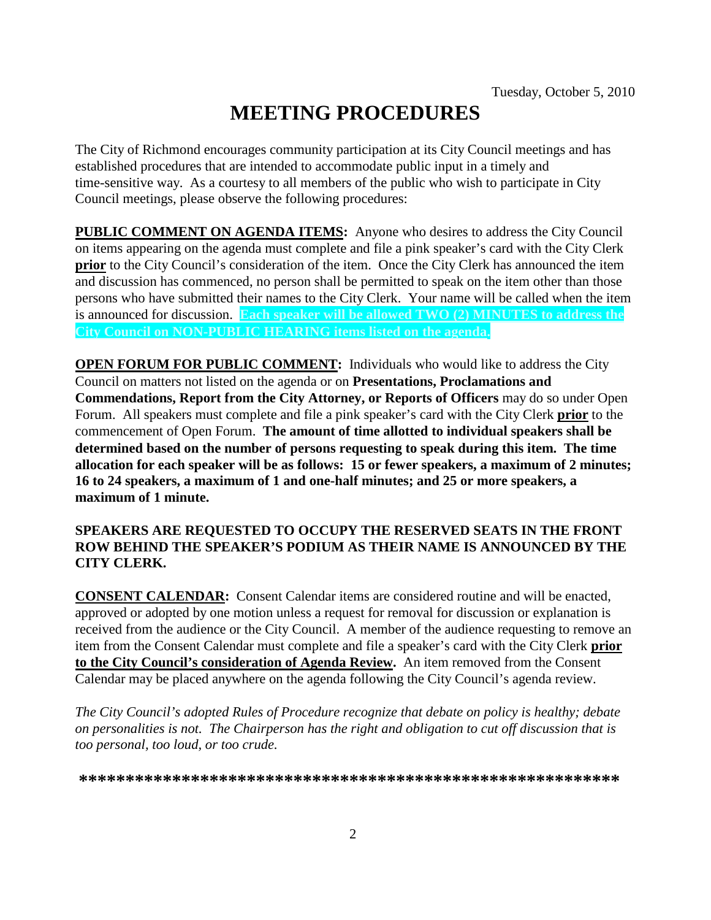Tuesday, October 5, 2010

# MEETING PROCEDURES

The City of Richmond encourages community participation at its City Council meetings and has established procedures that are intended to accommodate public input in a timely and time-sensitive way. As a courtesy to all members of the public who wish to participate in City Council meetings, please observe the following procedures:

**PUBLIC COMMENT ON AGENDA ITEMS:** Anyone who desires to address the City Council on items appearing on the agenda must complete and file a pink speaker's card with the City Clerk **prior** to the City Council's consideration of the item. Once the City Clerk has announced the item and discussion has commenced, no person shall be permitted to speak on the item other than those persons who have submitted their names to the City Clerk. Your name will be called when the item is announced for discussion. **Each speaker will be allowed TWO (2) MINUTES to address the City Council on NON-PUBLIC HEARING items listed on the agenda.**

**OPEN FORUM FOR PUBLIC COMMENT:** Individuals who would like to address the City Council on matters not listed on the agenda or on **Presentations, Proclamations and Commendations, Report from the City Attorney, or Reports of Officers** may do so under Open Forum. All speakers must complete and file a pink speaker's card with the City Clerk **prior** to the commencement of Open Forum. **The amount of time allotted to individual speakers shall be determined based on the number of persons requesting to speak during this item. The time allocation for each speaker will be as follows: 15 or fewer speakers, a maximum of 2 minutes; 16 to 24 speakers, a maximum of 1 and one-half minutes; and 25 or more speakers, a maximum of 1 minute.**

**SPEAKERS ARE REQUESTED TO OCCUPY THE RESERVED SEATS IN THE FRONT ROW BEHIND THE SPEAKER'S PODIUM AS THEIR NAME IS ANNOUNCED BY THE CITY CLERK.**

**CONSENT CALENDAR:** Consent Calendar items are considered routine and will be enacted, approved or adopted by one motion unless a request for removal for discussion or explanation is received from the audience or the City Council. A member of the audience requesting to remove an item from the Consent Calendar must complete and file a speaker's card with the City Clerk **prior to the City Council's consideration of Agenda Review.** An item removed from the Consent Calendar may be placed anywhere on the agenda following the City Council's agenda review.

*The City Council's adopted Rules of Procedure recognize that debate on policy is healthy; debate on personalities is not. The Chairperson has the right and obligation to cut off discussion that is too personal, too loud, or too crude.*

**************************************************************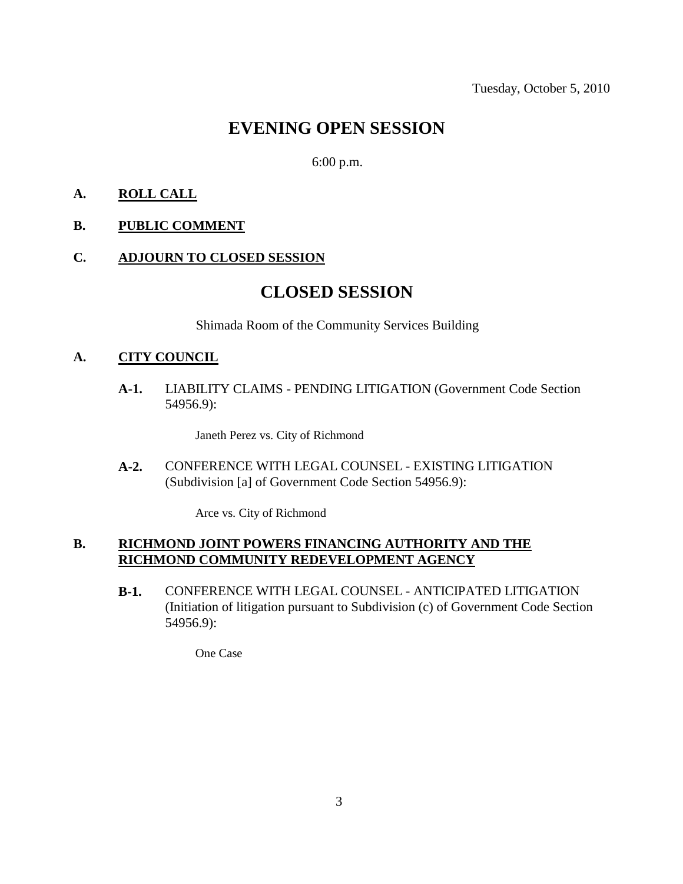Tuesday, October 5, 2010

# EVENING OPEN SESSION

6:00 p.m.

**A. ROLL CALL**

**B. PUBLIC COMMENT**

**C. ADJOURN TO CLOSED SESSION**

# CLOSED SESSION

Shimada Room of the Community Services Building

**A. CITY COUNCIL**

**A-1.** LIABILITY CLAIMS - PENDING LITIGATION (Government Code Section 54956.9):

Janeth Perez vs. City of Richmond

**A-2.** CONFERENCE WITH LEGAL COUNSEL - EXISTING LITIGATION (Subdivision [a] of Government Code Section 54956.9):

Arce vs. City of Richmond

**B. RICHMOND JOINT POWERS FINANCING AUTHORITY AND THE RICHMOND COMMUNITY REDEVELOPMENT AGENCY**

**B-1.** CONFERENCE WITH LEGAL COUNSEL - ANTICIPATED LITIGATION (Initiation of litigation pursuant to Subdivision (c) of Government Code Section 54956.9):

One Case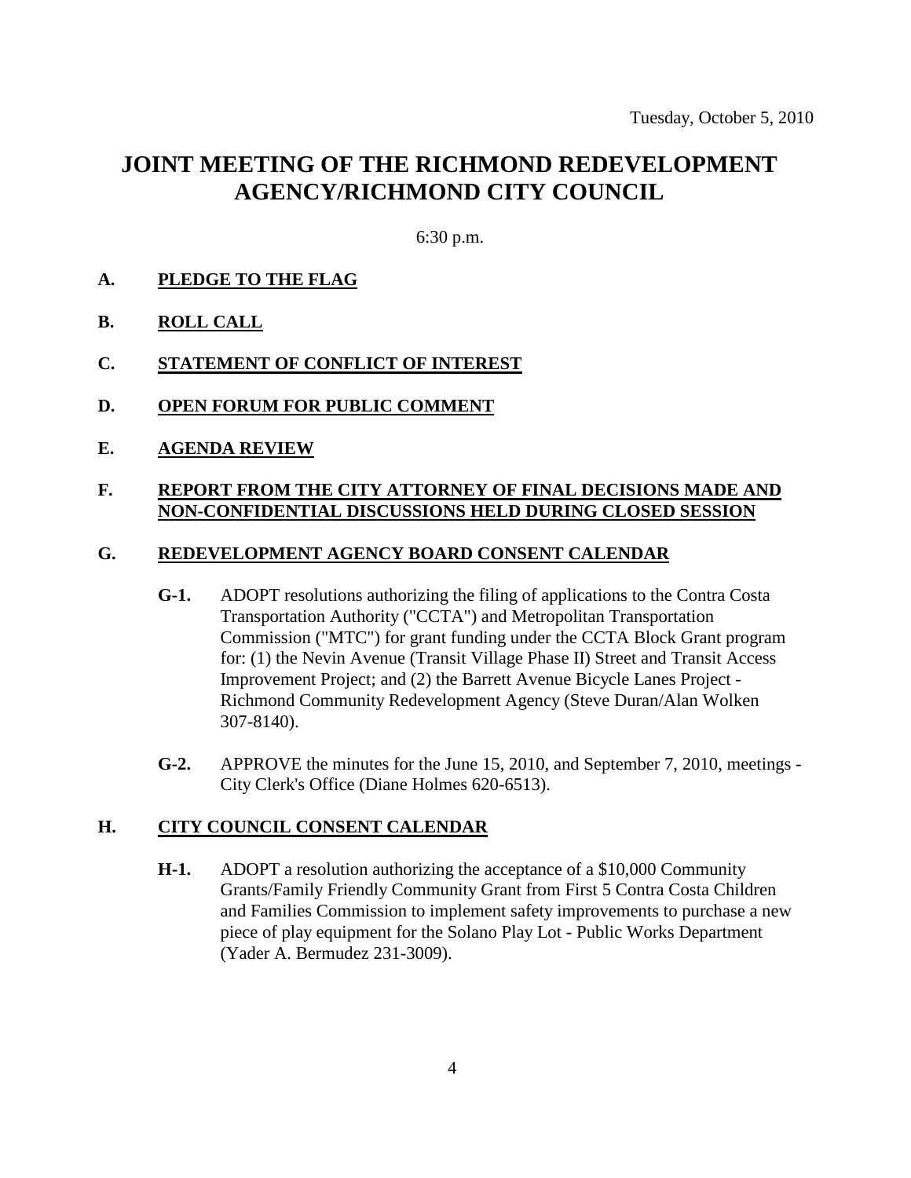Tuesday, October 5, 2010

# JOINT MEETING OF THE RICHMOND REDEVELOPMENT AGENCY/RICHMOND CITY COUNCIL

6:30 p.m.

**A. PLEDGE TO THE FLAG**

**B. ROLL CALL**

**C. STATEMENT OF CONFLICT OF INTEREST**

**D. OPEN FORUM FOR PUBLIC COMMENT**

**E. AGENDA REVIEW**

**F. REPORT FROM THE CITY ATTORNEY OF FINAL DECISIONS MADE AND NON-CONFIDENTIAL DISCUSSIONS HELD DURING CLOSED SESSION**

**G. REDEVELOPMENT AGENCY BOARD CONSENT CALENDAR**

**G-1.** ADOPT resolutions authorizing the filing of applications to the Contra Costa Transportation Authority ("CCTA") and Metropolitan Transportation Commission ("MTC") for grant funding under the CCTA Block Grant program for: (1) the Nevin Avenue (Transit Village Phase II) Street and Transit Access Improvement Project; and (2) the Barrett Avenue Bicycle Lanes Project - Richmond Community Redevelopment Agency (Steve Duran/Alan Wolken 307-8140).

**G-2.** APPROVE the minutes for the June 15, 2010, and September 7, 2010, meetings - City Clerk's Office (Diane Holmes 620-6513).

**H. CITY COUNCIL CONSENT CALENDAR**

**H-1.** ADOPT a resolution authorizing the acceptance of a $10,000 Community Grants/Family Friendly Community Grant from First 5 Contra Costa Children and Families Commission to implement safety improvements to purchase a new piece of play equipment for the Solano Play Lot - Public Works Department (Yader A. Bermudez 231-3009).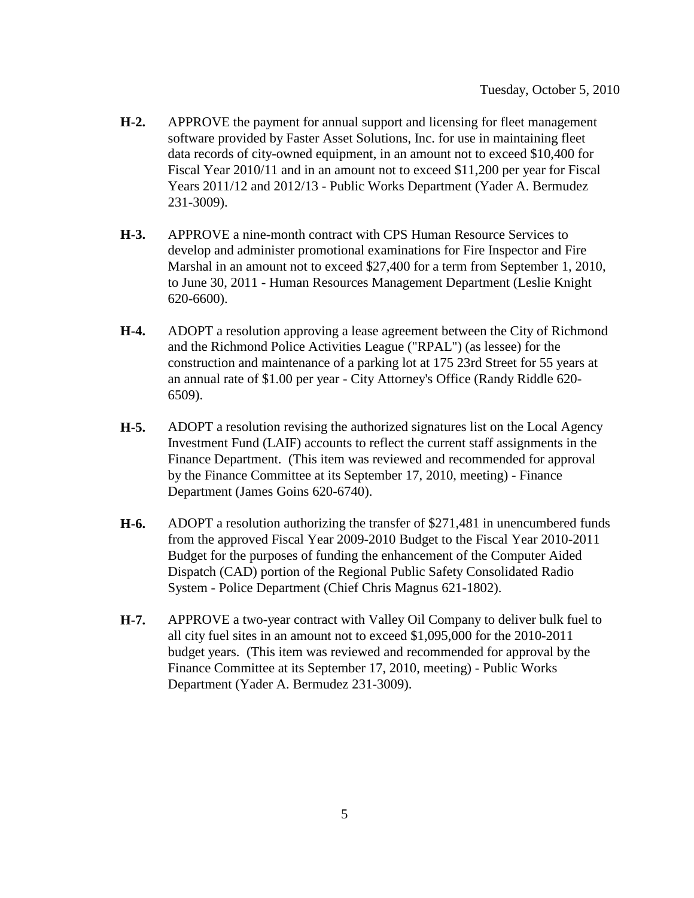Tuesday, October 5, 2010

**H-2.** APPROVE the payment for annual support and licensing for fleet management software provided by Faster Asset Solutions, Inc. for use in maintaining fleet data records of city-owned equipment, in an amount not to exceed $10,400 for Fiscal Year 2010/11 and in an amount not to exceed $11,200 per year for Fiscal Years 2011/12 and 2012/13 - Public Works Department (Yader A. Bermudez 231-3009).

**H-3.** APPROVE a nine-month contract with CPS Human Resource Services to develop and administer promotional examinations for Fire Inspector and Fire Marshal in an amount not to exceed $27,400 for a term from September 1, 2010, to June 30, 2011 - Human Resources Management Department (Leslie Knight 620-6600).

**H-4.** ADOPT a resolution approving a lease agreement between the City of Richmond and the Richmond Police Activities League ("RPAL") (as lessee) for the construction and maintenance of a parking lot at 175 23rd Street for 55 years at an annual rate of $1.00 per year - City Attorney's Office (Randy Riddle 620-6509).

**H-5.** ADOPT a resolution revising the authorized signatures list on the Local Agency Investment Fund (LAIF) accounts to reflect the current staff assignments in the Finance Department. (This item was reviewed and recommended for approval by the Finance Committee at its September 17, 2010, meeting) - Finance Department (James Goins 620-6740).

**H-6.** ADOPT a resolution authorizing the transfer of $271,481 in unencumbered funds from the approved Fiscal Year 2009-2010 Budget to the Fiscal Year 2010-2011 Budget for the purposes of funding the enhancement of the Computer Aided Dispatch (CAD) portion of the Regional Public Safety Consolidated Radio System - Police Department (Chief Chris Magnus 621-1802).

**H-7.** APPROVE a two-year contract with Valley Oil Company to deliver bulk fuel to all city fuel sites in an amount not to exceed $1,095,000 for the 2010-2011 budget years. (This item was reviewed and recommended for approval by the Finance Committee at its September 17, 2010, meeting) - Public Works Department (Yader A. Bermudez 231-3009).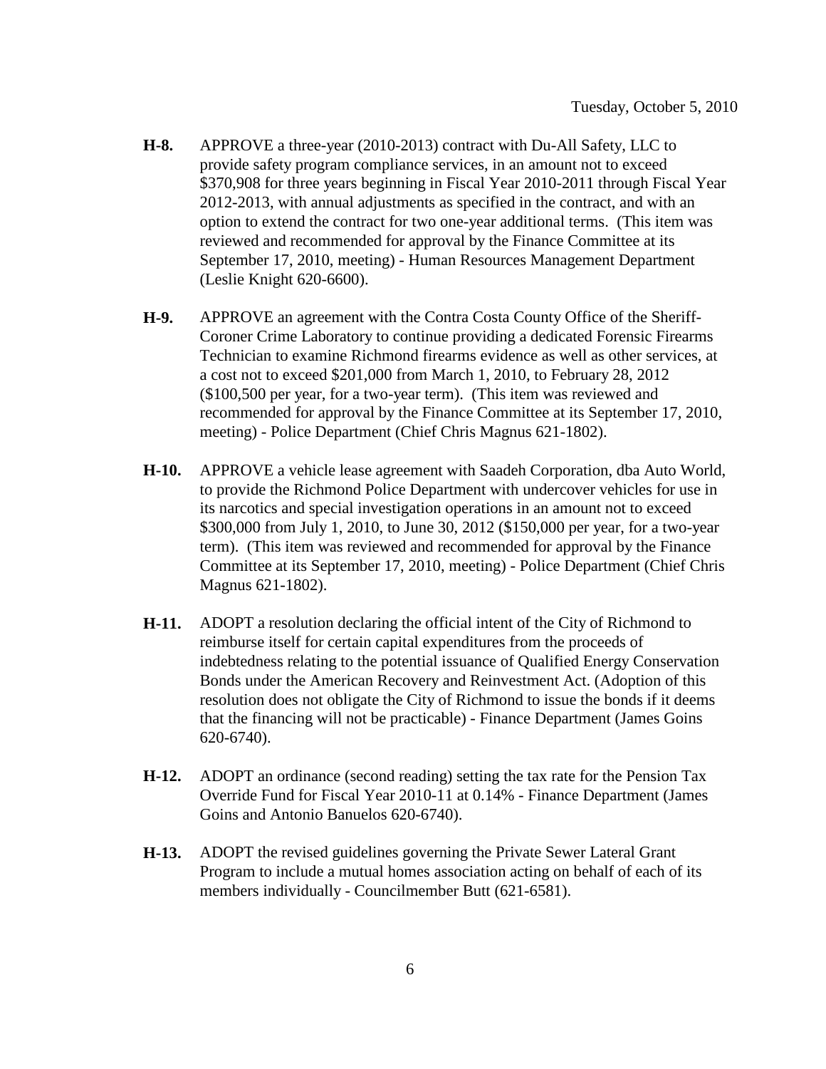Tuesday, October 5, 2010

**H-8.** APPROVE a three-year (2010-2013) contract with Du-All Safety, LLC to provide safety program compliance services, in an amount not to exceed $370,908 for three years beginning in Fiscal Year 2010-2011 through Fiscal Year 2012-2013, with annual adjustments as specified in the contract, and with an option to extend the contract for two one-year additional terms. (This item was reviewed and recommended for approval by the Finance Committee at its September 17, 2010, meeting) - Human Resources Management Department (Leslie Knight 620-6600).

**H-9.** APPROVE an agreement with the Contra Costa County Office of the Sheriff-Coroner Crime Laboratory to continue providing a dedicated Forensic Firearms Technician to examine Richmond firearms evidence as well as other services, at a cost not to exceed $201,000 from March 1, 2010, to February 28, 2012 ($100,500 per year, for a two-year term). (This item was reviewed and recommended for approval by the Finance Committee at its September 17, 2010, meeting) - Police Department (Chief Chris Magnus 621-1802).

**H-10.** APPROVE a vehicle lease agreement with Saadeh Corporation, dba Auto World, to provide the Richmond Police Department with undercover vehicles for use in its narcotics and special investigation operations in an amount not to exceed $300,000 from July 1, 2010, to June 30, 2012 ($150,000 per year, for a two-year term). (This item was reviewed and recommended for approval by the Finance Committee at its September 17, 2010, meeting) - Police Department (Chief Chris Magnus 621-1802).

**H-11.** ADOPT a resolution declaring the official intent of the City of Richmond to reimburse itself for certain capital expenditures from the proceeds of indebtedness relating to the potential issuance of Qualified Energy Conservation Bonds under the American Recovery and Reinvestment Act. (Adoption of this resolution does not obligate the City of Richmond to issue the bonds if it deems that the financing will not be practicable) - Finance Department (James Goins 620-6740).

**H-12.** ADOPT an ordinance (second reading) setting the tax rate for the Pension Tax Override Fund for Fiscal Year 2010-11 at 0.14% - Finance Department (James Goins and Antonio Banuelos 620-6740).

**H-13.** ADOPT the revised guidelines governing the Private Sewer Lateral Grant Program to include a mutual homes association acting on behalf of each of its members individually - Councilmember Butt (621-6581).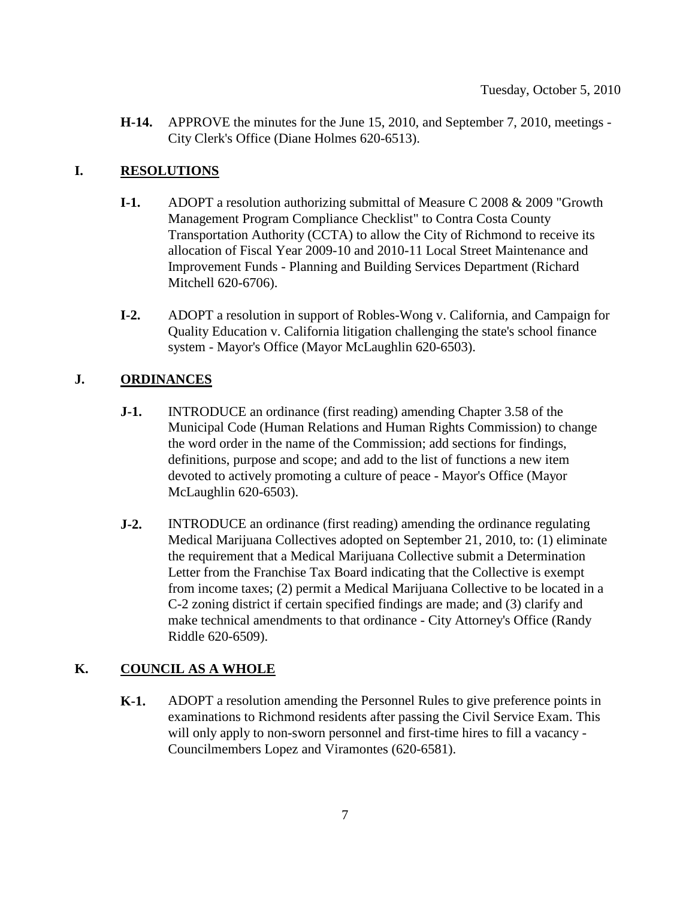Tuesday, October 5, 2010

**H-14.** APPROVE the minutes for the June 15, 2010, and September 7, 2010, meetings - City Clerk's Office (Diane Holmes 620-6513).

## I. RESOLUTIONS

**I-1.** ADOPT a resolution authorizing submittal of Measure C 2008 & 2009 "Growth Management Program Compliance Checklist" to Contra Costa County Transportation Authority (CCTA) to allow the City of Richmond to receive its allocation of Fiscal Year 2009-10 and 2010-11 Local Street Maintenance and Improvement Funds - Planning and Building Services Department (Richard Mitchell 620-6706).

**I-2.** ADOPT a resolution in support of Robles-Wong v. California, and Campaign for Quality Education v. California litigation challenging the state's school finance system - Mayor's Office (Mayor McLaughlin 620-6503).

## J. ORDINANCES

**J-1.** INTRODUCE an ordinance (first reading) amending Chapter 3.58 of the Municipal Code (Human Relations and Human Rights Commission) to change the word order in the name of the Commission; add sections for findings, definitions, purpose and scope; and add to the list of functions a new item devoted to actively promoting a culture of peace - Mayor's Office (Mayor McLaughlin 620-6503).

**J-2.** INTRODUCE an ordinance (first reading) amending the ordinance regulating Medical Marijuana Collectives adopted on September 21, 2010, to: (1) eliminate the requirement that a Medical Marijuana Collective submit a Determination Letter from the Franchise Tax Board indicating that the Collective is exempt from income taxes; (2) permit a Medical Marijuana Collective to be located in a C-2 zoning district if certain specified findings are made; and (3) clarify and make technical amendments to that ordinance - City Attorney's Office (Randy Riddle 620-6509).

## K. COUNCIL AS A WHOLE

**K-1.** ADOPT a resolution amending the Personnel Rules to give preference points in examinations to Richmond residents after passing the Civil Service Exam. This will only apply to non-sworn personnel and first-time hires to fill a vacancy - Councilmembers Lopez and Viramontes (620-6581).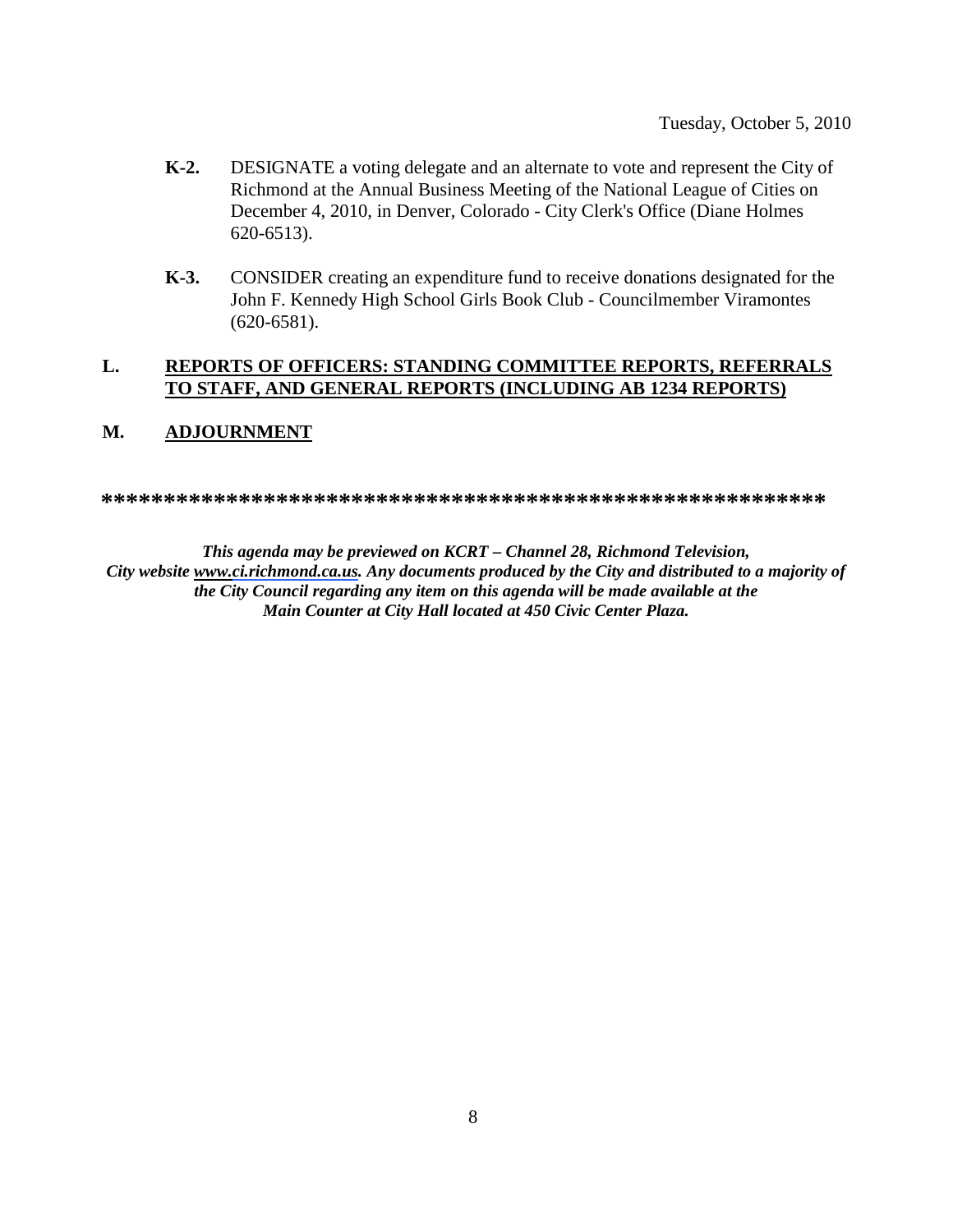Tuesday, October 5, 2010

**K-2.** DESIGNATE a voting delegate and an alternate to vote and represent the City of Richmond at the Annual Business Meeting of the National League of Cities on December 4, 2010, in Denver, Colorado - City Clerk's Office (Diane Holmes 620-6513).

**K-3.** CONSIDER creating an expenditure fund to receive donations designated for the John F. Kennedy High School Girls Book Club - Councilmember Viramontes (620-6581).

## L. REPORTS OF OFFICERS: STANDING COMMITTEE REPORTS, REFERRALS TO STAFF, AND GENERAL REPORTS (INCLUDING AB 1234 REPORTS)

## M. ADJOURNMENT

**********************************************************

***This agenda may be previewed on KCRT – Channel 28, Richmond Television, City website www.ci.richmond.ca.us. Any documents produced by the City and distributed to a majority of the City Council regarding any item on this agenda will be made available at the Main Counter at City Hall located at 450 Civic Center Plaza.***